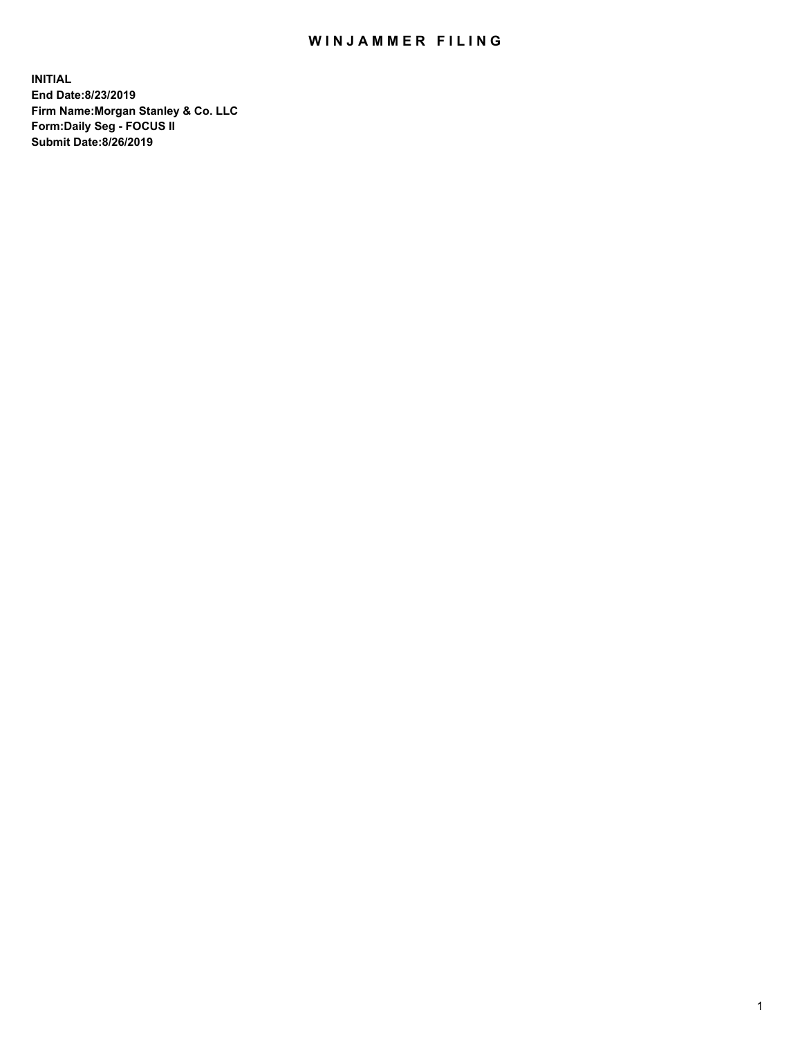# WINJAMMER FILING

**INITIAL**
**End Date:8/23/2019**
**Firm Name:Morgan Stanley & Co. LLC**
**Form:Daily Seg - FOCUS II**
**Submit Date:8/26/2019**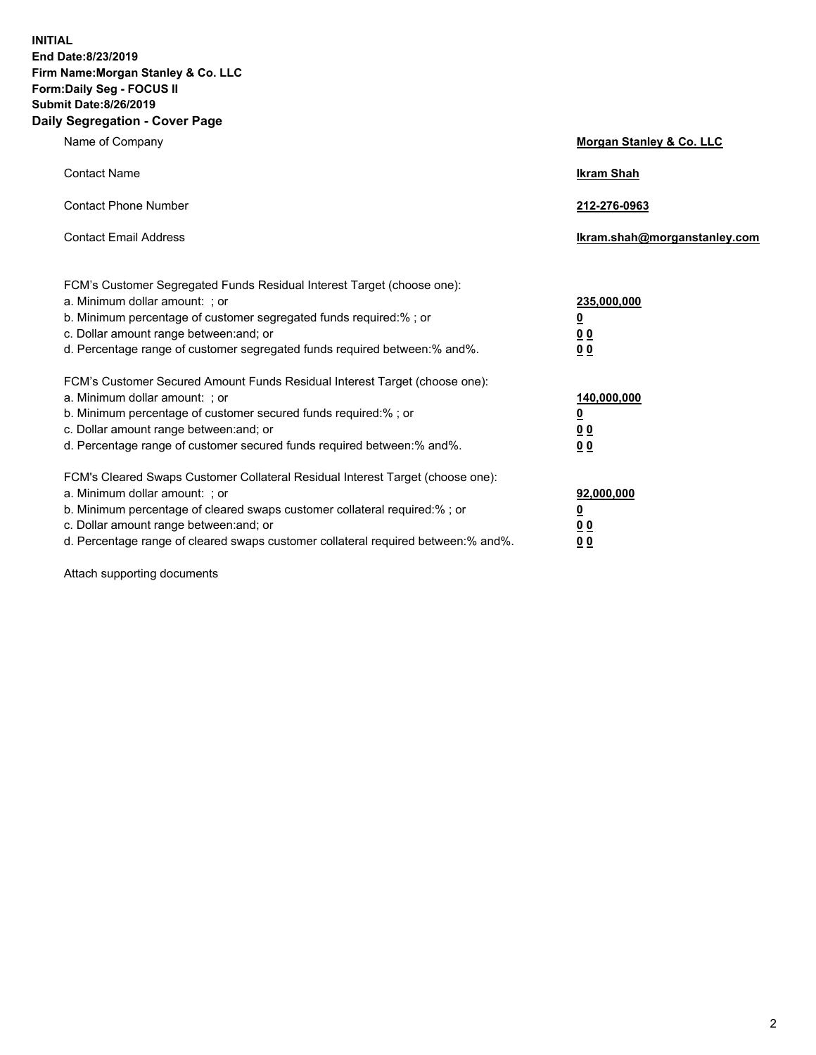**INITIAL**
**End Date:8/23/2019**
**Firm Name:Morgan Stanley & Co. LLC**
**Form:Daily Seg - FOCUS II**
**Submit Date:8/26/2019**
## Daily Segregation - Cover Page

| | |
|---|---|
| Name of Company | **Morgan Stanley & Co. LLC** |
| Contact Name | **Ikram Shah** |
| Contact Phone Number | **212-276-0963** |
| Contact Email Address | **Ikram.shah@morganstanley.com** |

| | |
|---|---|
| FCM's Customer Segregated Funds Residual Interest Target (choose one): | |
| a. Minimum dollar amount: ; or | **235,000,000** |
| b. Minimum percentage of customer segregated funds required:% ; or | **0** |
| c. Dollar amount range between:and; or | **0 0** |
| d. Percentage range of customer segregated funds required between:% and%. | **0 0** |
| FCM's Customer Secured Amount Funds Residual Interest Target (choose one): | |
| a. Minimum dollar amount: ; or | **140,000,000** |
| b. Minimum percentage of customer secured funds required:% ; or | **0** |
| c. Dollar amount range between:and; or | **0 0** |
| d. Percentage range of customer secured funds required between:% and%. | **0 0** |
| FCM's Cleared Swaps Customer Collateral Residual Interest Target (choose one): | |
| a. Minimum dollar amount: ; or | **92,000,000** |
| b. Minimum percentage of cleared swaps customer collateral required:% ; or | **0** |
| c. Dollar amount range between:and; or | **0 0** |
| d. Percentage range of cleared swaps customer collateral required between:% and%. | **0 0** |

Attach supporting documents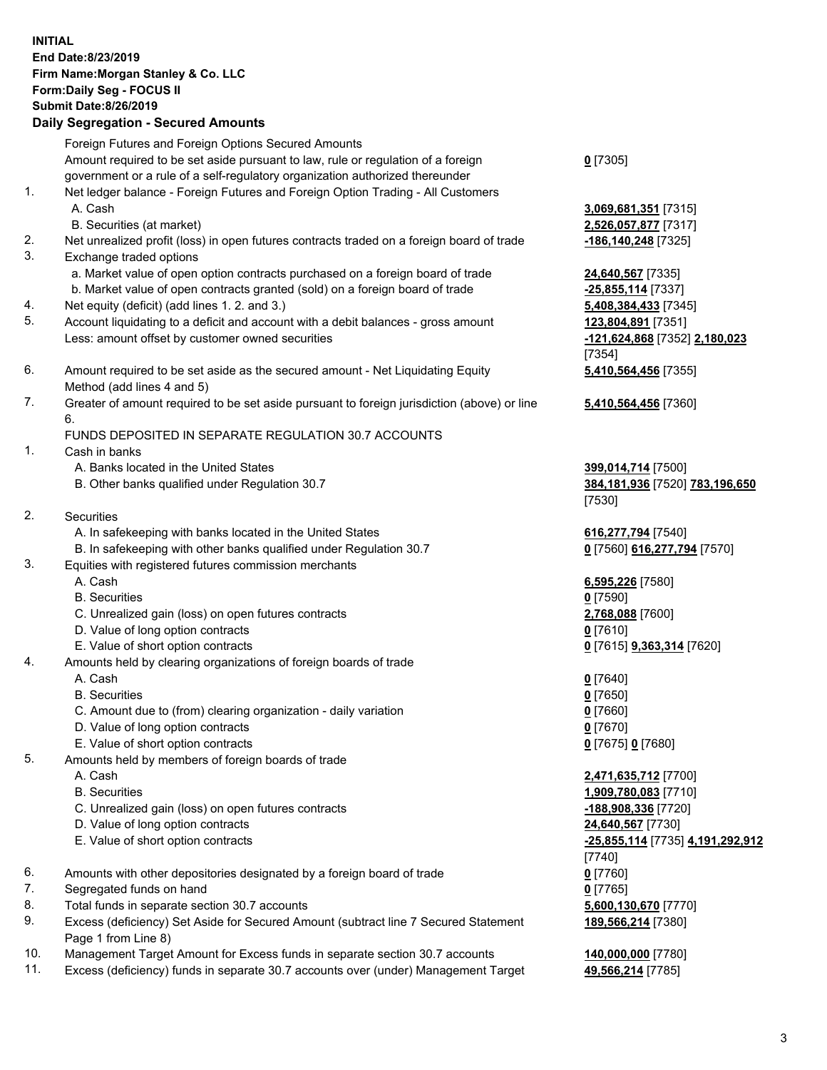**INITIAL**
**End Date:8/23/2019**
**Firm Name:Morgan Stanley & Co. LLC**
**Form:Daily Seg - FOCUS II**
**Submit Date:8/26/2019**

## Daily Segregation - Secured Amounts

| | | |
|---|---|---|
| | Foreign Futures and Foreign Options Secured Amounts | |
| | Amount required to be set aside pursuant to law, rule or regulation of a foreign government or a rule of a self-regulatory organization authorized thereunder | **0** [7305] |
| 1. | Net ledger balance - Foreign Futures and Foreign Option Trading - All Customers | |
| | A. Cash | **3,069,681,351** [7315] |
| | B. Securities (at market) | **2,526,057,877** [7317] |
| 2. | Net unrealized profit (loss) in open futures contracts traded on a foreign board of trade | **-186,140,248** [7325] |
| 3. | Exchange traded options | |
| | a. Market value of open option contracts purchased on a foreign board of trade | **24,640,567** [7335] |
| | b. Market value of open contracts granted (sold) on a foreign board of trade | **-25,855,114** [7337] |
| 4. | Net equity (deficit) (add lines 1. 2. and 3.) | **5,408,384,433** [7345] |
| 5. | Account liquidating to a deficit and account with a debit balances - gross amount | **123,804,891** [7351] |
| | Less: amount offset by customer owned securities | **-121,624,868** [7352] **2,180,023** [7354] |
| 6. | Amount required to be set aside as the secured amount - Net Liquidating Equity Method (add lines 4 and 5) | **5,410,564,456** [7355] |
| 7. | Greater of amount required to be set aside pursuant to foreign jurisdiction (above) or line 6. | **5,410,564,456** [7360] |
| | FUNDS DEPOSITED IN SEPARATE REGULATION 30.7 ACCOUNTS | |
| 1. | Cash in banks | |
| | A. Banks located in the United States | **399,014,714** [7500] |
| | B. Other banks qualified under Regulation 30.7 | **384,181,936** [7520] **783,196,650** [7530] |
| 2. | Securities | |
| | A. In safekeeping with banks located in the United States | **616,277,794** [7540] |
| | B. In safekeeping with other banks qualified under Regulation 30.7 | **0** [7560] **616,277,794** [7570] |
| 3. | Equities with registered futures commission merchants | |
| | A. Cash | **6,595,226** [7580] |
| | B. Securities | **0** [7590] |
| | C. Unrealized gain (loss) on open futures contracts | **2,768,088** [7600] |
| | D. Value of long option contracts | **0** [7610] |
| | E. Value of short option contracts | **0** [7615] **9,363,314** [7620] |
| 4. | Amounts held by clearing organizations of foreign boards of trade | |
| | A. Cash | **0** [7640] |
| | B. Securities | **0** [7650] |
| | C. Amount due to (from) clearing organization - daily variation | **0** [7660] |
| | D. Value of long option contracts | **0** [7670] |
| | E. Value of short option contracts | **0** [7675] **0** [7680] |
| 5. | Amounts held by members of foreign boards of trade | |
| | A. Cash | **2,471,635,712** [7700] |
| | B. Securities | **1,909,780,083** [7710] |
| | C. Unrealized gain (loss) on open futures contracts | **-188,908,336** [7720] |
| | D. Value of long option contracts | **24,640,567** [7730] |
| | E. Value of short option contracts | **-25,855,114** [7735] **4,191,292,912** [7740] |
| 6. | Amounts with other depositories designated by a foreign board of trade | **0** [7760] |
| 7. | Segregated funds on hand | **0** [7765] |
| 8. | Total funds in separate section 30.7 accounts | **5,600,130,670** [7770] |
| 9. | Excess (deficiency) Set Aside for Secured Amount (subtract line 7 Secured Statement Page 1 from Line 8) | **189,566,214** [7380] |
| 10. | Management Target Amount for Excess funds in separate section 30.7 accounts | **140,000,000** [7780] |
| 11. | Excess (deficiency) funds in separate 30.7 accounts over (under) Management Target | **49,566,214** [7785] |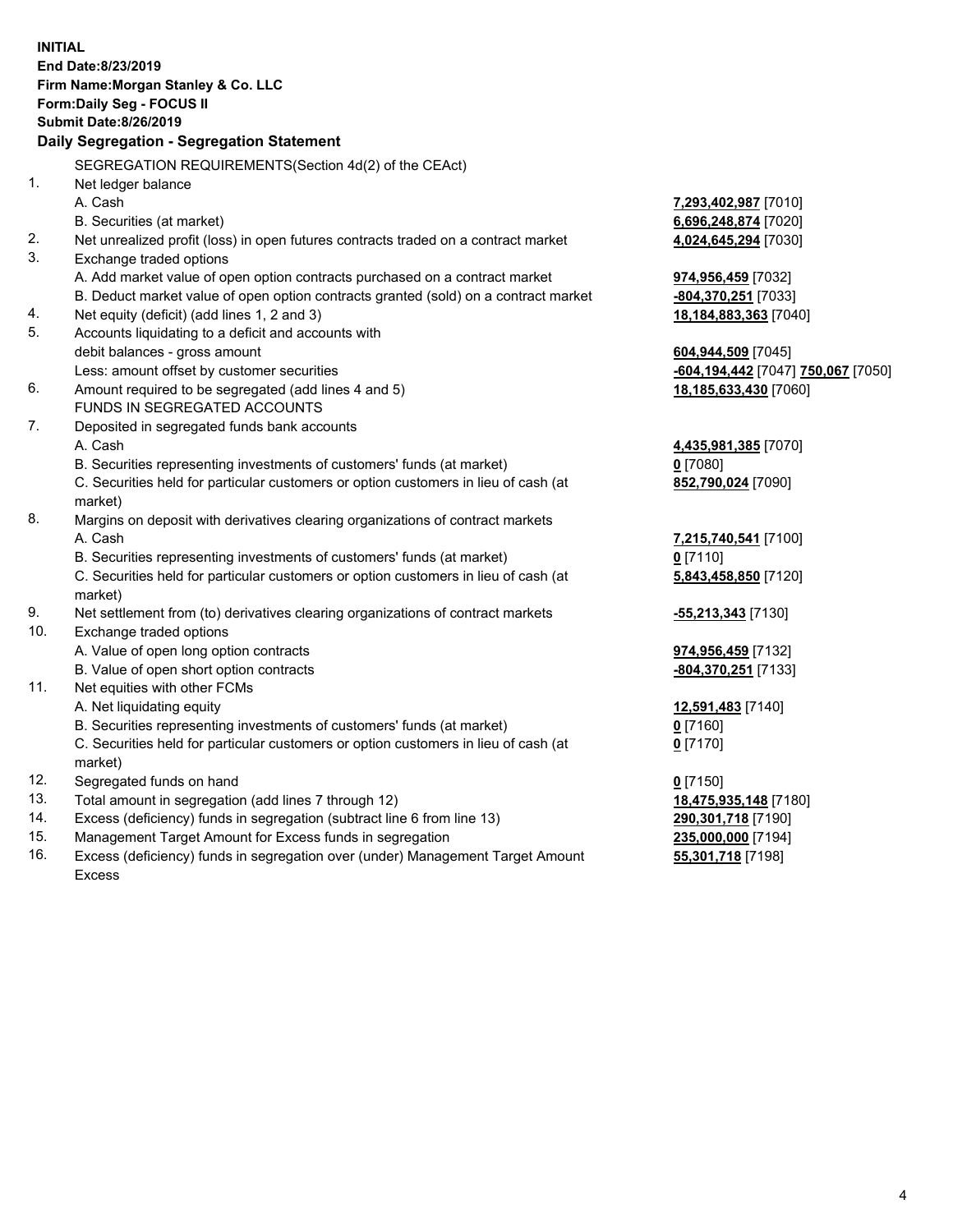**INITIAL**
**End Date:8/23/2019**
**Firm Name:Morgan Stanley & Co. LLC**
**Form:Daily Seg - FOCUS II**
**Submit Date:8/26/2019**

**Daily Segregation - Segregation Statement**

SEGREGATION REQUIREMENTS(Section 4d(2) of the CEAct)

| | | |
|---|---|---|
| 1. | Net ledger balance | |
| | A. Cash | 7,293,402,987 [7010] |
| | B. Securities (at market) | 6,696,248,874 [7020] |
| 2. | Net unrealized profit (loss) in open futures contracts traded on a contract market | 4,024,645,294 [7030] |
| 3. | Exchange traded options | |
| | A. Add market value of open option contracts purchased on a contract market | 974,956,459 [7032] |
| | B. Deduct market value of open option contracts granted (sold) on a contract market | -804,370,251 [7033] |
| 4. | Net equity (deficit) (add lines 1, 2 and 3) | 18,184,883,363 [7040] |
| 5. | Accounts liquidating to a deficit and accounts with | |
| | debit balances - gross amount | 604,944,509 [7045] |
| | Less: amount offset by customer securities | -604,194,442 [7047] 750,067 [7050] |
| 6. | Amount required to be segregated (add lines 4 and 5) | 18,185,633,430 [7060] |
| | FUNDS IN SEGREGATED ACCOUNTS | |
| 7. | Deposited in segregated funds bank accounts | |
| | A. Cash | 4,435,981,385 [7070] |
| | B. Securities representing investments of customers' funds (at market) | 0 [7080] |
| | C. Securities held for particular customers or option customers in lieu of cash (at market) | 852,790,024 [7090] |
| 8. | Margins on deposit with derivatives clearing organizations of contract markets | |
| | A. Cash | 7,215,740,541 [7100] |
| | B. Securities representing investments of customers' funds (at market) | 0 [7110] |
| | C. Securities held for particular customers or option customers in lieu of cash (at market) | 5,843,458,850 [7120] |
| 9. | Net settlement from (to) derivatives clearing organizations of contract markets | -55,213,343 [7130] |
| 10. | Exchange traded options | |
| | A. Value of open long option contracts | 974,956,459 [7132] |
| | B. Value of open short option contracts | -804,370,251 [7133] |
| 11. | Net equities with other FCMs | |
| | A. Net liquidating equity | 12,591,483 [7140] |
| | B. Securities representing investments of customers' funds (at market) | 0 [7160] |
| | C. Securities held for particular customers or option customers in lieu of cash (at market) | 0 [7170] |
| 12. | Segregated funds on hand | 0 [7150] |
| 13. | Total amount in segregation (add lines 7 through 12) | 18,475,935,148 [7180] |
| 14. | Excess (deficiency) funds in segregation (subtract line 6 from line 13) | 290,301,718 [7190] |
| 15. | Management Target Amount for Excess funds in segregation | 235,000,000 [7194] |
| 16. | Excess (deficiency) funds in segregation over (under) Management Target Amount Excess | 55,301,718 [7198] |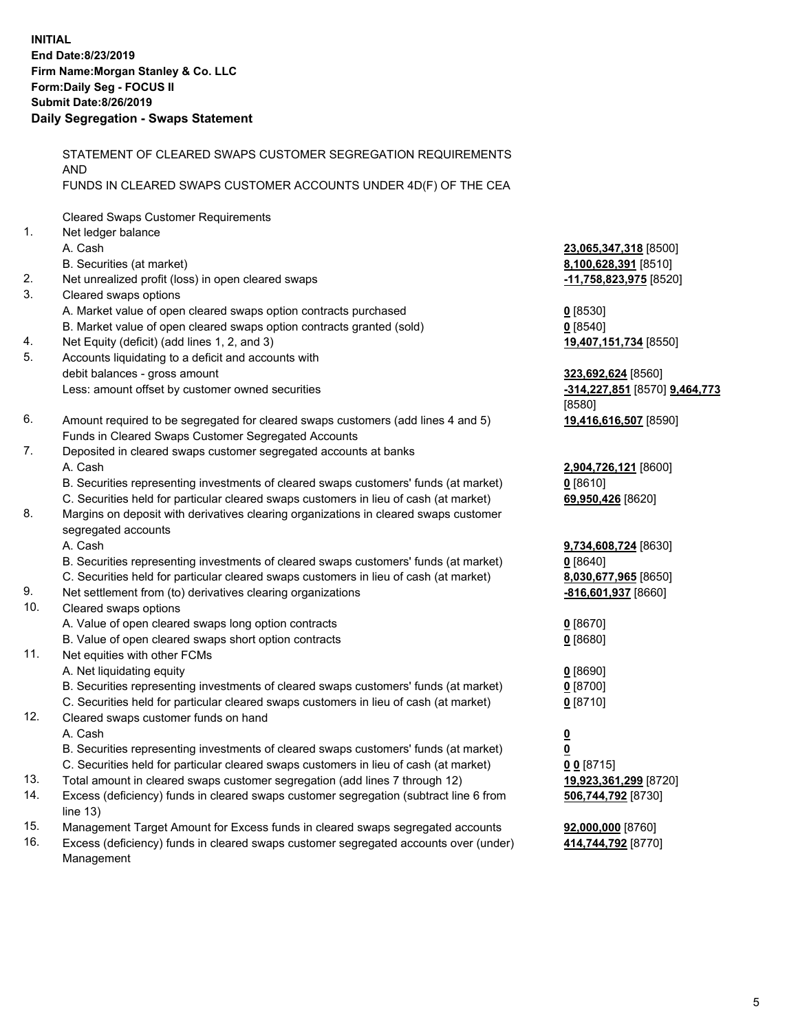**INITIAL**
**End Date:8/23/2019**
**Firm Name:Morgan Stanley & Co. LLC**
**Form:Daily Seg - FOCUS II**
**Submit Date:8/26/2019**
**Daily Segregation - Swaps Statement**

STATEMENT OF CLEARED SWAPS CUSTOMER SEGREGATION REQUIREMENTS AND FUNDS IN CLEARED SWAPS CUSTOMER ACCOUNTS UNDER 4D(F) OF THE CEA

| | | |
|---|---|---|
| | Cleared Swaps Customer Requirements | |
| 1. | Net ledger balance | |
| | A. Cash | **23,065,347,318** [8500] |
| | B. Securities (at market) | **8,100,628,391** [8510] |
| 2. | Net unrealized profit (loss) in open cleared swaps | **-11,758,823,975** [8520] |
| 3. | Cleared swaps options | |
| | A. Market value of open cleared swaps option contracts purchased | **0** [8530] |
| | B. Market value of open cleared swaps option contracts granted (sold) | **0** [8540] |
| 4. | Net Equity (deficit) (add lines 1, 2, and 3) | **19,407,151,734** [8550] |
| 5. | Accounts liquidating to a deficit and accounts with debit balances - gross amount | **323,692,624** [8560] |
| | Less: amount offset by customer owned securities | **-314,227,851** [8570] **9,464,773** [8580] |
| 6. | Amount required to be segregated for cleared swaps customers (add lines 4 and 5) | **19,416,616,507** [8590] |
| | Funds in Cleared Swaps Customer Segregated Accounts | |
| 7. | Deposited in cleared swaps customer segregated accounts at banks | |
| | A. Cash | **2,904,726,121** [8600] |
| | B. Securities representing investments of cleared swaps customers' funds (at market) | **0** [8610] |
| | C. Securities held for particular cleared swaps customers in lieu of cash (at market) | **69,950,426** [8620] |
| 8. | Margins on deposit with derivatives clearing organizations in cleared swaps customer segregated accounts | |
| | A. Cash | **9,734,608,724** [8630] |
| | B. Securities representing investments of cleared swaps customers' funds (at market) | **0** [8640] |
| | C. Securities held for particular cleared swaps customers in lieu of cash (at market) | **8,030,677,965** [8650] |
| 9. | Net settlement from (to) derivatives clearing organizations | **-816,601,937** [8660] |
| 10. | Cleared swaps options | |
| | A. Value of open cleared swaps long option contracts | **0** [8670] |
| | B. Value of open cleared swaps short option contracts | **0** [8680] |
| 11. | Net equities with other FCMs | |
| | A. Net liquidating equity | **0** [8690] |
| | B. Securities representing investments of cleared swaps customers' funds (at market) | **0** [8700] |
| | C. Securities held for particular cleared swaps customers in lieu of cash (at market) | **0** [8710] |
| 12. | Cleared swaps customer funds on hand | |
| | A. Cash | **0** |
| | B. Securities representing investments of cleared swaps customers' funds (at market) | **0** |
| | C. Securities held for particular cleared swaps customers in lieu of cash (at market) | **0** **0** [8715] |
| 13. | Total amount in cleared swaps customer segregation (add lines 7 through 12) | **19,923,361,299** [8720] |
| 14. | Excess (deficiency) funds in cleared swaps customer segregation (subtract line 6 from line 13) | **506,744,792** [8730] |
| 15. | Management Target Amount for Excess funds in cleared swaps segregated accounts | **92,000,000** [8760] |
| 16. | Excess (deficiency) funds in cleared swaps customer segregated accounts over (under) Management | **414,744,792** [8770] |